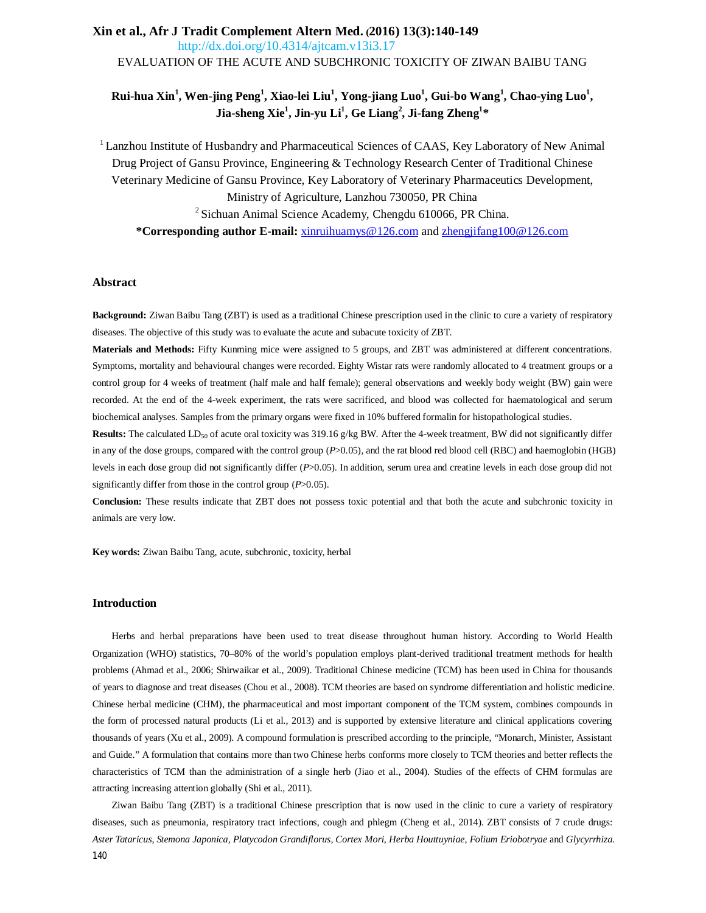http://dx.doi.org/10.4314/ajtcam.v13i3.17

# EVALUATION OF THE ACUTE AND SUBCHRONIC TOXICITY OF ZIWAN BAIBU TANG

**Rui-hua Xin[1], Wen-jing Peng[1], Xiao-lei Liu[1], Yong-jiang Luo[1], Gui-bo Wang[1], Chao-ying Luo[1], Jia-sheng Xie[1], Jin-yu Li[1], Ge Liang[2], Ji-fang Zheng[1]***

[1] Lanzhou Institute of Husbandry and Pharmaceutical Sciences of CAAS, Key Laboratory of New Animal Drug Project of Gansu Province, Engineering & Technology Research Center of Traditional Chinese Veterinary Medicine of Gansu Province, Key Laboratory of Veterinary Pharmaceutics Development, Ministry of Agriculture, Lanzhou 730050, PR China

[2] Sichuan Animal Science Academy, Chengdu 610066, PR China.

***Corresponding author E-mail:** xinruihuamys@126.com and zhengjifang100@126.com

## Abstract

**Background:** Ziwan Baibu Tang (ZBT) is used as a traditional Chinese prescription used in the clinic to cure a variety of respiratory diseases. The objective of this study was to evaluate the acute and subacute toxicity of ZBT.

**Materials and Methods:** Fifty Kunming mice were assigned to 5 groups, and ZBT was administered at different concentrations. Symptoms, mortality and behavioural changes were recorded. Eighty Wistar rats were randomly allocated to 4 treatment groups or a control group for 4 weeks of treatment (half male and half female); general observations and weekly body weight (BW) gain were recorded. At the end of the 4-week experiment, the rats were sacrificed, and blood was collected for haematological and serum biochemical analyses. Samples from the primary organs were fixed in 10% buffered formalin for histopathological studies.

**Results:** The calculated $LD_{50}$ of acute oral toxicity was 319.16 g/kg BW. After the 4-week treatment, BW did not significantly differ in any of the dose groups, compared with the control group ($P$>0.05), and the rat blood red blood cell (RBC) and haemoglobin (HGB) levels in each dose group did not significantly differ ($P$>0.05). In addition, serum urea and creatine levels in each dose group did not significantly differ from those in the control group ($P$>0.05).

**Conclusion:** These results indicate that ZBT does not possess toxic potential and that both the acute and subchronic toxicity in animals are very low.

**Key words:** Ziwan Baibu Tang, acute, subchronic, toxicity, herbal

## Introduction

Herbs and herbal preparations have been used to treat disease throughout human history. According to World Health Organization (WHO) statistics, 70–80% of the world's population employs plant-derived traditional treatment methods for health problems (Ahmad et al., 2006; Shirwaikar et al., 2009). Traditional Chinese medicine (TCM) has been used in China for thousands of years to diagnose and treat diseases (Chou et al., 2008). TCM theories are based on syndrome differentiation and holistic medicine. Chinese herbal medicine (CHM), the pharmaceutical and most important component of the TCM system, combines compounds in the form of processed natural products (Li et al., 2013) and is supported by extensive literature and clinical applications covering thousands of years (Xu et al., 2009). A compound formulation is prescribed according to the principle, "Monarch, Minister, Assistant and Guide." A formulation that contains more than two Chinese herbs conforms more closely to TCM theories and better reflects the characteristics of TCM than the administration of a single herb (Jiao et al., 2004). Studies of the effects of CHM formulas are attracting increasing attention globally (Shi et al., 2011).

Ziwan Baibu Tang (ZBT) is a traditional Chinese prescription that is now used in the clinic to cure a variety of respiratory diseases, such as pneumonia, respiratory tract infections, cough and phlegm (Cheng et al., 2014). ZBT consists of 7 crude drugs: *Aster Tataricus, Stemona Japonica, Platycodon Grandiflorus, Cortex Mori, Herba Houttuyniae, Folium Eriobotryae* and *Glycyrrhiza.*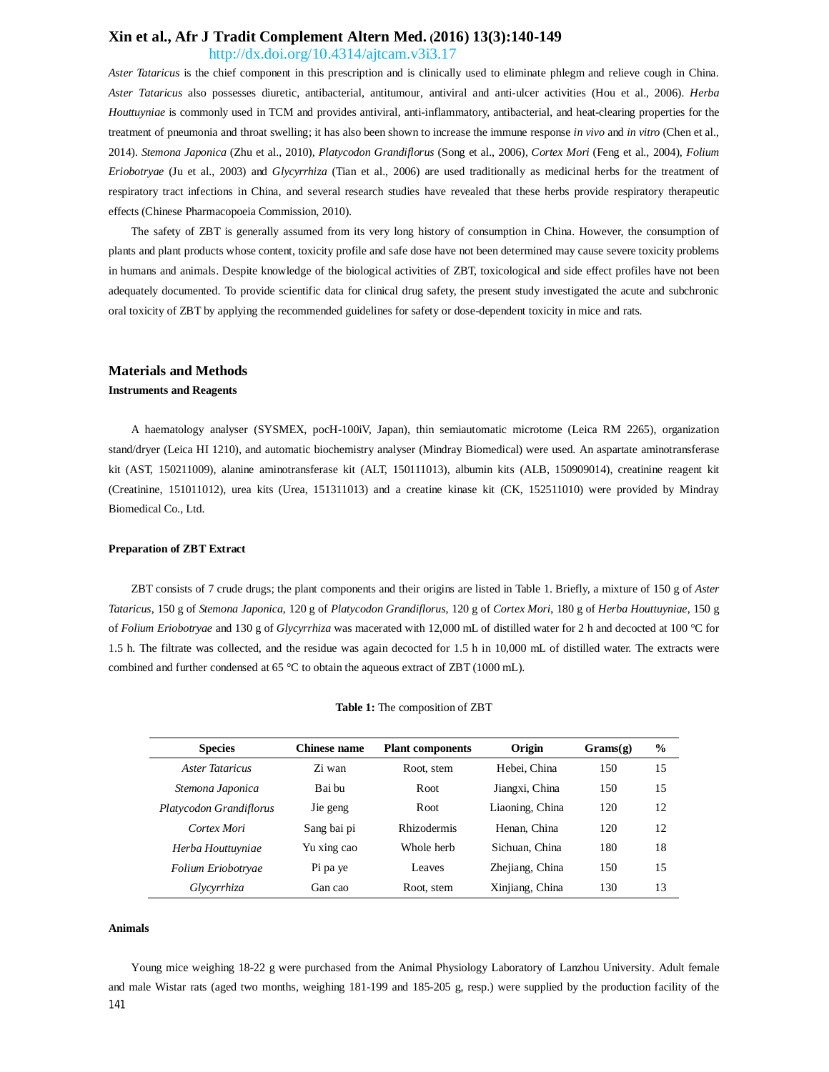*Aster Tataricus* is the chief component in this prescription and is clinically used to eliminate phlegm and relieve cough in China. *Aster Tataricus* also possesses diuretic, antibacterial, antitumour, antiviral and anti-ulcer activities (Hou et al., 2006). *Herba Houttuyniae* is commonly used in TCM and provides antiviral, anti-inflammatory, antibacterial, and heat-clearing properties for the treatment of pneumonia and throat swelling; it has also been shown to increase the immune response *in vivo* and *in vitro* (Chen et al., 2014). *Stemona Japonica* (Zhu et al., 2010), *Platycodon Grandiflorus* (Song et al., 2006), *Cortex Mori* (Feng et al., 2004), *Folium Eriobotryae* (Ju et al., 2003) and *Glycyrrhiza* (Tian et al., 2006) are used traditionally as medicinal herbs for the treatment of respiratory tract infections in China, and several research studies have revealed that these herbs provide respiratory therapeutic effects (Chinese Pharmacopoeia Commission, 2010).

The safety of ZBT is generally assumed from its very long history of consumption in China. However, the consumption of plants and plant products whose content, toxicity profile and safe dose have not been determined may cause severe toxicity problems in humans and animals. Despite knowledge of the biological activities of ZBT, toxicological and side effect profiles have not been adequately documented. To provide scientific data for clinical drug safety, the present study investigated the acute and subchronic oral toxicity of ZBT by applying the recommended guidelines for safety or dose-dependent toxicity in mice and rats.

## Materials and Methods

### Instruments and Reagents

A haematology analyser (SYSMEX, pocH-100iV, Japan), thin semiautomatic microtome (Leica RM 2265), organization stand/dryer (Leica HI 1210), and automatic biochemistry analyser (Mindray Biomedical) were used. An aspartate aminotransferase kit (AST, 150211009), alanine aminotransferase kit (ALT, 150111013), albumin kits (ALB, 150909014), creatinine reagent kit (Creatinine, 151011012), urea kits (Urea, 151311013) and a creatine kinase kit (CK, 152511010) were provided by Mindray Biomedical Co., Ltd.

### Preparation of ZBT Extract

ZBT consists of 7 crude drugs; the plant components and their origins are listed in Table 1. Briefly, a mixture of 150 g of *Aster Tataricus*, 150 g of *Stemona Japonica*, 120 g of *Platycodon Grandiflorus*, 120 g of *Cortex Mori*, 180 g of *Herba Houttuyniae*, 150 g of *Folium Eriobotryae* and 130 g of *Glycyrrhiza* was macerated with 12,000 mL of distilled water for 2 h and decocted at 100 °C for 1.5 h. The filtrate was collected, and the residue was again decocted for 1.5 h in 10,000 mL of distilled water. The extracts were combined and further condensed at 65 °C to obtain the aqueous extract of ZBT (1000 mL).

**Table 1:** The composition of ZBT

| Species | Chinese name | Plant components | Origin | Grams(g) | % |
|---|---|---|---|---|---|
| *Aster Tataricus* | Zi wan | Root, stem | Hebei, China | 150 | 15 |
| *Stemona Japonica* | Bai bu | Root | Jiangxi, China | 150 | 15 |
| *Platycodon Grandiflorus* | Jie geng | Root | Liaoning, China | 120 | 12 |
| *Cortex Mori* | Sang bai pi | Rhizodermis | Henan, China | 120 | 12 |
| *Herba Houttuyniae* | Yu xing cao | Whole herb | Sichuan, China | 180 | 18 |
| *Folium Eriobotryae* | Pi pa ye | Leaves | Zhejiang, China | 150 | 15 |
| *Glycyrrhiza* | Gan cao | Root, stem | Xinjiang, China | 130 | 13 |

### Animals

Young mice weighing 18-22 g were purchased from the Animal Physiology Laboratory of Lanzhou University. Adult female and male Wistar rats (aged two months, weighing 181-199 and 185-205 g, resp.) were supplied by the production facility of the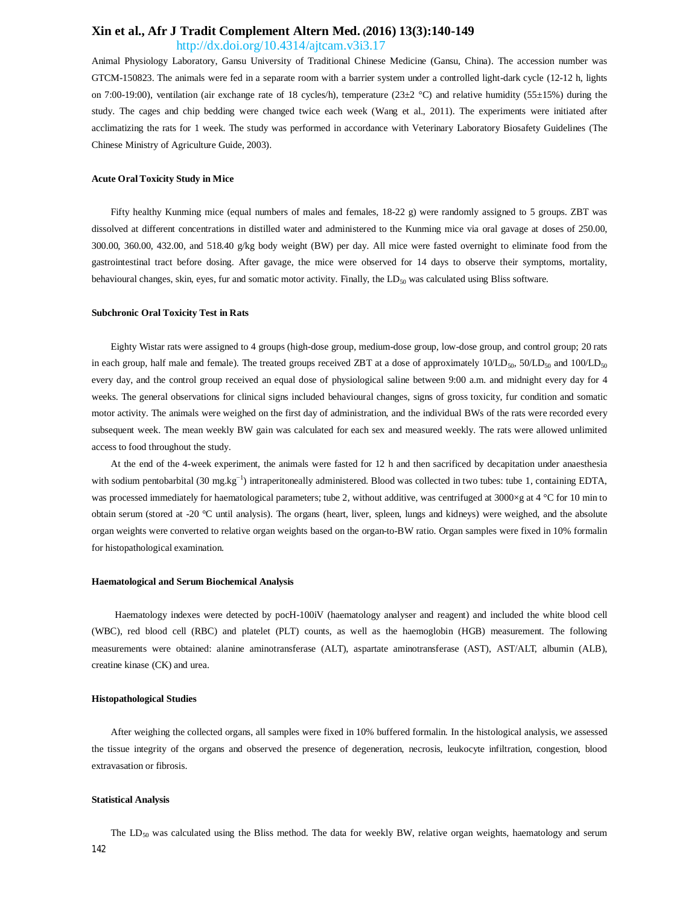Animal Physiology Laboratory, Gansu University of Traditional Chinese Medicine (Gansu, China). The accession number was GTCM-150823. The animals were fed in a separate room with a barrier system under a controlled light-dark cycle (12-12 h, lights on 7:00-19:00), ventilation (air exchange rate of 18 cycles/h), temperature (23±2 °C) and relative humidity (55±15%) during the study. The cages and chip bedding were changed twice each week (Wang et al., 2011). The experiments were initiated after acclimatizing the rats for 1 week. The study was performed in accordance with Veterinary Laboratory Biosafety Guidelines (The Chinese Ministry of Agriculture Guide, 2003).

#### Acute Oral Toxicity Study in Mice

Fifty healthy Kunming mice (equal numbers of males and females, 18-22 g) were randomly assigned to 5 groups. ZBT was dissolved at different concentrations in distilled water and administered to the Kunming mice via oral gavage at doses of 250.00, 300.00, 360.00, 432.00, and 518.40 g/kg body weight (BW) per day. All mice were fasted overnight to eliminate food from the gastrointestinal tract before dosing. After gavage, the mice were observed for 14 days to observe their symptoms, mortality, behavioural changes, skin, eyes, fur and somatic motor activity. Finally, the $LD_{50}$ was calculated using Bliss software.

#### Subchronic Oral Toxicity Test in Rats

Eighty Wistar rats were assigned to 4 groups (high-dose group, medium-dose group, low-dose group, and control group; 20 rats in each group, half male and female). The treated groups received ZBT at a dose of approximately $10/LD_{50}$, $50/LD_{50}$ and $100/LD_{50}$ every day, and the control group received an equal dose of physiological saline between 9:00 a.m. and midnight every day for 4 weeks. The general observations for clinical signs included behavioural changes, signs of gross toxicity, fur condition and somatic motor activity. The animals were weighed on the first day of administration, and the individual BWs of the rats were recorded every subsequent week. The mean weekly BW gain was calculated for each sex and measured weekly. The rats were allowed unlimited access to food throughout the study.

At the end of the 4-week experiment, the animals were fasted for 12 h and then sacrificed by decapitation under anaesthesia with sodium pentobarbital (30 $mg.kg^{-1}$) intraperitoneally administered. Blood was collected in two tubes: tube 1, containing EDTA, was processed immediately for haematological parameters; tube 2, without additive, was centrifuged at 3000×g at 4 °C for 10 min to obtain serum (stored at -20 °C until analysis). The organs (heart, liver, spleen, lungs and kidneys) were weighed, and the absolute organ weights were converted to relative organ weights based on the organ-to-BW ratio. Organ samples were fixed in 10% formalin for histopathological examination.

#### Haematological and Serum Biochemical Analysis

Haematology indexes were detected by pocH-100iV (haematology analyser and reagent) and included the white blood cell (WBC), red blood cell (RBC) and platelet (PLT) counts, as well as the haemoglobin (HGB) measurement. The following measurements were obtained: alanine aminotransferase (ALT), aspartate aminotransferase (AST), AST/ALT, albumin (ALB), creatine kinase (CK) and urea.

#### Histopathological Studies

After weighing the collected organs, all samples were fixed in 10% buffered formalin. In the histological analysis, we assessed the tissue integrity of the organs and observed the presence of degeneration, necrosis, leukocyte infiltration, congestion, blood extravasation or fibrosis.

#### Statistical Analysis

The $LD_{50}$ was calculated using the Bliss method. The data for weekly BW, relative organ weights, haematology and serum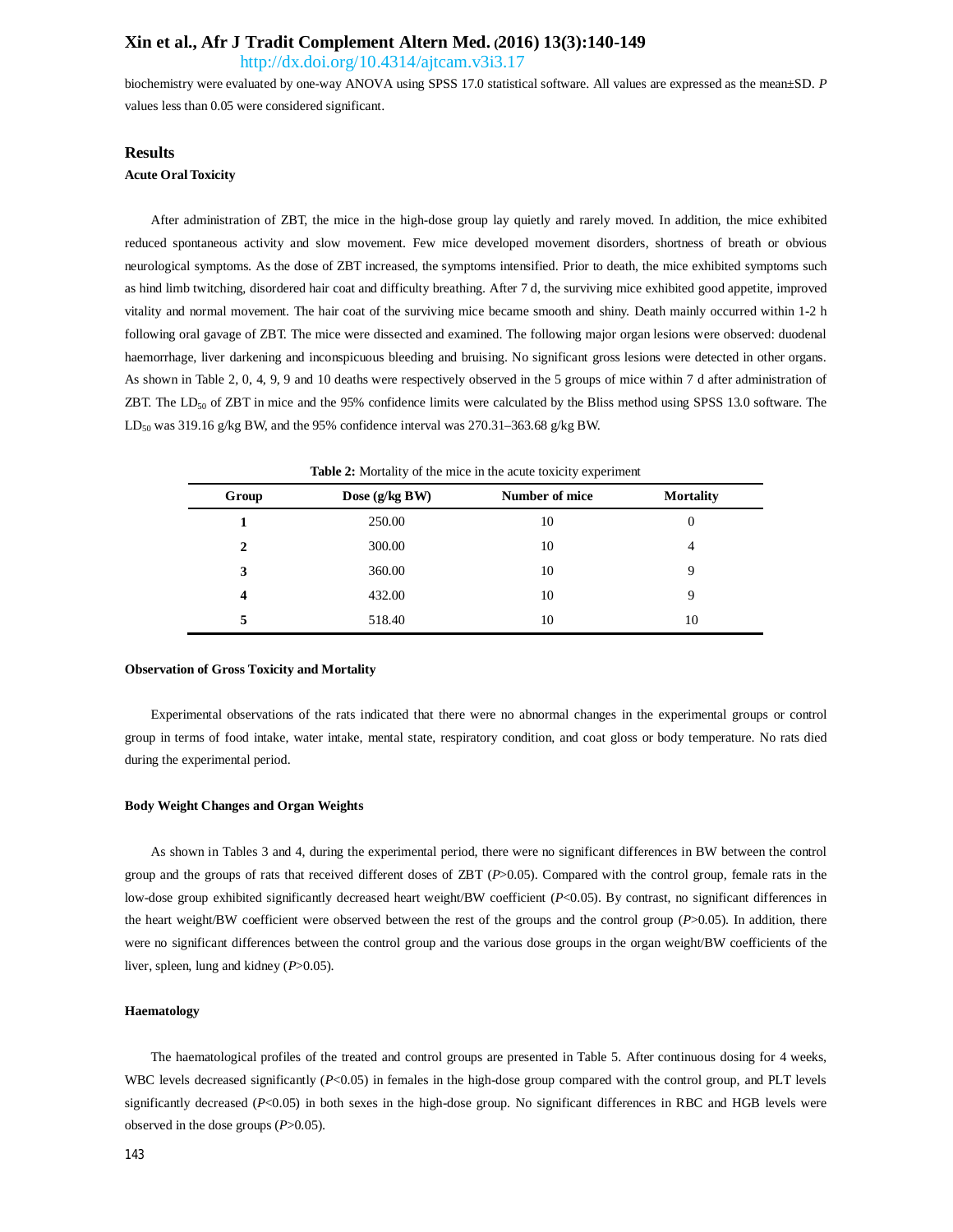biochemistry were evaluated by one-way ANOVA using SPSS 17.0 statistical software. All values are expressed as the mean±SD. *P* values less than 0.05 were considered significant.

## Results

### Acute Oral Toxicity

After administration of ZBT, the mice in the high-dose group lay quietly and rarely moved. In addition, the mice exhibited reduced spontaneous activity and slow movement. Few mice developed movement disorders, shortness of breath or obvious neurological symptoms. As the dose of ZBT increased, the symptoms intensified. Prior to death, the mice exhibited symptoms such as hind limb twitching, disordered hair coat and difficulty breathing. After 7 d, the surviving mice exhibited good appetite, improved vitality and normal movement. The hair coat of the surviving mice became smooth and shiny. Death mainly occurred within 1-2 h following oral gavage of ZBT. The mice were dissected and examined. The following major organ lesions were observed: duodenal haemorrhage, liver darkening and inconspicuous bleeding and bruising. No significant gross lesions were detected in other organs. As shown in Table 2, 0, 4, 9, 9 and 10 deaths were respectively observed in the 5 groups of mice within 7 d after administration of ZBT. The $LD_{50}$ of ZBT in mice and the 95% confidence limits were calculated by the Bliss method using SPSS 13.0 software. The $LD_{50}$ was 319.16 g/kg BW, and the 95% confidence interval was 270.31–363.68 g/kg BW.

**Table 2:** Mortality of the mice in the acute toxicity experiment

| Group | Dose (g/kg BW) | Number of mice | Mortality |
|---|---|---|---|
| **1** | 250.00 | 10 | 0 |
| **2** | 300.00 | 10 | 4 |
| **3** | 360.00 | 10 | 9 |
| **4** | 432.00 | 10 | 9 |
| **5** | 518.40 | 10 | 10 |

### Observation of Gross Toxicity and Mortality

Experimental observations of the rats indicated that there were no abnormal changes in the experimental groups or control group in terms of food intake, water intake, mental state, respiratory condition, and coat gloss or body temperature. No rats died during the experimental period.

### Body Weight Changes and Organ Weights

As shown in Tables 3 and 4, during the experimental period, there were no significant differences in BW between the control group and the groups of rats that received different doses of ZBT ($P$>0.05). Compared with the control group, female rats in the low-dose group exhibited significantly decreased heart weight/BW coefficient ($P$<0.05). By contrast, no significant differences in the heart weight/BW coefficient were observed between the rest of the groups and the control group ($P$>0.05). In addition, there were no significant differences between the control group and the various dose groups in the organ weight/BW coefficients of the liver, spleen, lung and kidney ($P$>0.05).

### Haematology

The haematological profiles of the treated and control groups are presented in Table 5. After continuous dosing for 4 weeks, WBC levels decreased significantly ($P$<0.05) in females in the high-dose group compared with the control group, and PLT levels significantly decreased ($P$<0.05) in both sexes in the high-dose group. No significant differences in RBC and HGB levels were observed in the dose groups ($P$>0.05).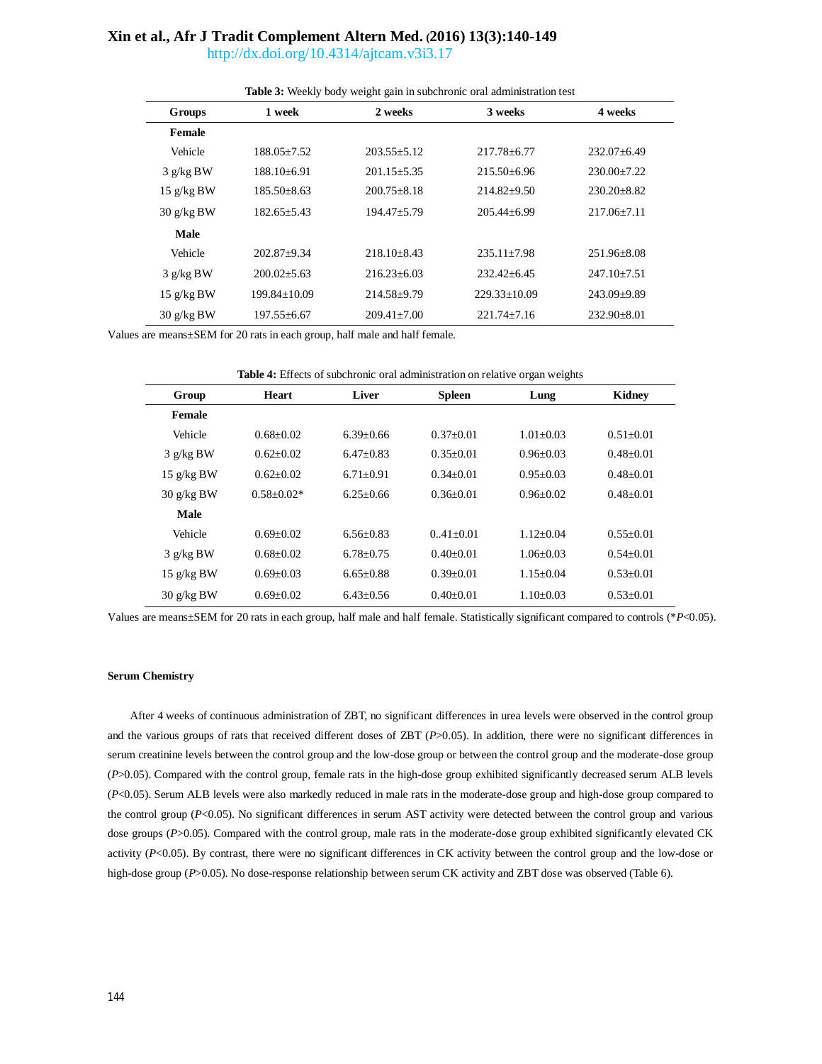**Table 3:** Weekly body weight gain in subchronic oral administration test

| Groups | 1 week | 2 weeks | 3 weeks | 4 weeks |
|---|---|---|---|---|
| **Female** | | | | |
| Vehicle | 188.05±7.52 | 203.55±5.12 | 217.78±6.77 | 232.07±6.49 |
| 3 g/kg BW | 188.10±6.91 | 201.15±5.35 | 215.50±6.96 | 230.00±7.22 |
| 15 g/kg BW | 185.50±8.63 | 200.75±8.18 | 214.82±9.50 | 230.20±8.82 |
| 30 g/kg BW | 182.65±5.43 | 194.47±5.79 | 205.44±6.99 | 217.06±7.11 |
| **Male** | | | | |
| Vehicle | 202.87±9.34 | 218.10±8.43 | 235.11±7.98 | 251.96±8.08 |
| 3 g/kg BW | 200.02±5.63 | 216.23±6.03 | 232.42±6.45 | 247.10±7.51 |
| 15 g/kg BW | 199.84±10.09 | 214.58±9.79 | 229.33±10.09 | 243.09±9.89 |
| 30 g/kg BW | 197.55±6.67 | 209.41±7.00 | 221.74±7.16 | 232.90±8.01 |

Values are means±SEM for 20 rats in each group, half male and half female.

**Table 4:** Effects of subchronic oral administration on relative organ weights

| Group | Heart | Liver | Spleen | Lung | Kidney |
|---|---|---|---|---|---|
| **Female** | | | | | |
| Vehicle | 0.68±0.02 | 6.39±0.66 | 0.37±0.01 | 1.01±0.03 | 0.51±0.01 |
| 3 g/kg BW | 0.62±0.02 | 6.47±0.83 | 0.35±0.01 | 0.96±0.03 | 0.48±0.01 |
| 15 g/kg BW | 0.62±0.02 | 6.71±0.91 | 0.34±0.01 | 0.95±0.03 | 0.48±0.01 |
| 30 g/kg BW | 0.58±0.02* | 6.25±0.66 | 0.36±0.01 | 0.96±0.02 | 0.48±0.01 |
| **Male** | | | | | |
| Vehicle | 0.69±0.02 | 6.56±0.83 | 0..41±0.01 | 1.12±0.04 | 0.55±0.01 |
| 3 g/kg BW | 0.68±0.02 | 6.78±0.75 | 0.40±0.01 | 1.06±0.03 | 0.54±0.01 |
| 15 g/kg BW | 0.69±0.03 | 6.65±0.88 | 0.39±0.01 | 1.15±0.04 | 0.53±0.01 |
| 30 g/kg BW | 0.69±0.02 | 6.43±0.56 | 0.40±0.01 | 1.10±0.03 | 0.53±0.01 |

Values are means±SEM for 20 rats in each group, half male and half female. Statistically significant compared to controls (*$P$<0.05).

**Serum Chemistry**

After 4 weeks of continuous administration of ZBT, no significant differences in urea levels were observed in the control group and the various groups of rats that received different doses of ZBT ($P$>0.05). In addition, there were no significant differences in serum creatinine levels between the control group and the low-dose group or between the control group and the moderate-dose group ($P$>0.05). Compared with the control group, female rats in the high-dose group exhibited significantly decreased serum ALB levels ($P$<0.05). Serum ALB levels were also markedly reduced in male rats in the moderate-dose group and high-dose group compared to the control group ($P$<0.05). No significant differences in serum AST activity were detected between the control group and various dose groups ($P$>0.05). Compared with the control group, male rats in the moderate-dose group exhibited significantly elevated CK activity ($P$<0.05). By contrast, there were no significant differences in CK activity between the control group and the low-dose or high-dose group ($P$>0.05). No dose-response relationship between serum CK activity and ZBT dose was observed (Table 6).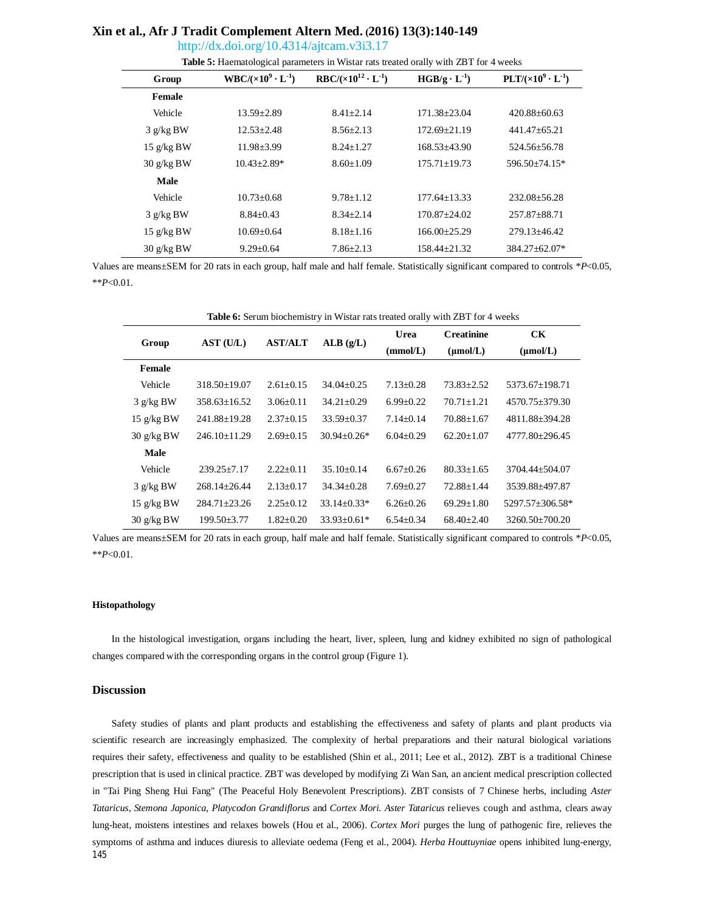**Table 5:** Haematological parameters in Wistar rats treated orally with ZBT for 4 weeks

| Group | WBC/($\times10^9 \cdot L^{-1}$) | RBC/($\times10^{12} \cdot L^{-1}$) | HGB/$g \cdot L^{-1}$) | PLT/($\times10^9 \cdot L^{-1}$) |
|---|---|---|---|---|
| **Female** | | | | |
| Vehicle | 13.59±2.89 | 8.41±2.14 | 171.38±23.04 | 420.88±60.63 |
| 3 g/kg BW | 12.53±2.48 | 8.56±2.13 | 172.69±21.19 | 441.47±65.21 |
| 15 g/kg BW | 11.98±3.99 | 8.24±1.27 | 168.53±43.90 | 524.56±56.78 |
| 30 g/kg BW | 10.43±2.89* | 8.60±1.09 | 175.71±19.73 | 596.50±74.15* |
| **Male** | | | | |
| Vehicle | 10.73±0.68 | 9.78±1.12 | 177.64±13.33 | 232.08±56.28 |
| 3 g/kg BW | 8.84±0.43 | 8.34±2.14 | 170.87±24.02 | 257.87±88.71 |
| 15 g/kg BW | 10.69±0.64 | 8.18±1.16 | 166.00±25.29 | 279.13±46.42 |
| 30 g/kg BW | 9.29±0.64 | 7.86±2.13 | 158.44±21.32 | 384.27±62.07* |

Values are means±SEM for 20 rats in each group, half male and half female. Statistically significant compared to controls *$P$<0.05, **$P$<0.01.

**Table 6:** Serum biochemistry in Wistar rats treated orally with ZBT for 4 weeks

| Group | AST (U/L) | AST/ALT | ALB (g/L) | Urea (mmol/L) | Creatinine (μmol/L) | CK (μmol/L) |
|---|---|---|---|---|---|---|
| **Female** | | | | | | |
| Vehicle | 318.50±19.07 | 2.61±0.15 | 34.04±0.25 | 7.13±0.28 | 73.83±2.52 | 5373.67±198.71 |
| 3 g/kg BW | 358.63±16.52 | 3.06±0.11 | 34.21±0.29 | 6.99±0.22 | 70.71±1.21 | 4570.75±379.30 |
| 15 g/kg BW | 241.88±19.28 | 2.37±0.15 | 33.59±0.37 | 7.14±0.14 | 70.88±1.67 | 4811.88±394.28 |
| 30 g/kg BW | 246.10±11.29 | 2.69±0.15 | 30.94±0.26* | 6.04±0.29 | 62.20±1.07 | 4777.80±296.45 |
| **Male** | | | | | | |
| Vehicle | 239.25±7.17 | 2.22±0.11 | 35.10±0.14 | 6.67±0.26 | 80.33±1.65 | 3704.44±504.07 |
| 3 g/kg BW | 268.14±26.44 | 2.13±0.17 | 34.34±0.28 | 7.69±0.27 | 72.88±1.44 | 3539.88±497.87 |
| 15 g/kg BW | 284.71±23.26 | 2.25±0.12 | 33.14±0.33* | 6.26±0.26 | 69.29±1.80 | 5297.57±306.58* |
| 30 g/kg BW | 199.50±3.77 | 1.82±0.20 | 33.93±0.61* | 6.54±0.34 | 68.40±2.40 | 3260.50±700.20 |

Values are means±SEM for 20 rats in each group, half male and half female. Statistically significant compared to controls *$P$<0.05, **$P$<0.01.

#### Histopathology

In the histological investigation, organs including the heart, liver, spleen, lung and kidney exhibited no sign of pathological changes compared with the corresponding organs in the control group (Figure 1).

## Discussion

Safety studies of plants and plant products and establishing the effectiveness and safety of plants and plant products via scientific research are increasingly emphasized. The complexity of herbal preparations and their natural biological variations requires their safety, effectiveness and quality to be established (Shin et al., 2011; Lee et al., 2012). ZBT is a traditional Chinese prescription that is used in clinical practice. ZBT was developed by modifying Zi Wan San, an ancient medical prescription collected in "Tai Ping Sheng Hui Fang" (The Peaceful Holy Benevolent Prescriptions). ZBT consists of 7 Chinese herbs, including *Aster Tataricus*, *Stemona Japonica*, *Platycodon Grandiflorus* and *Cortex Mori*. *Aster Tataricus* relieves cough and asthma, clears away lung-heat, moistens intestines and relaxes bowels (Hou et al., 2006). *Cortex Mori* purges the lung of pathogenic fire, relieves the symptoms of asthma and induces diuresis to alleviate oedema (Feng et al., 2004). *Herba Houttuyniae* opens inhibited lung-energy,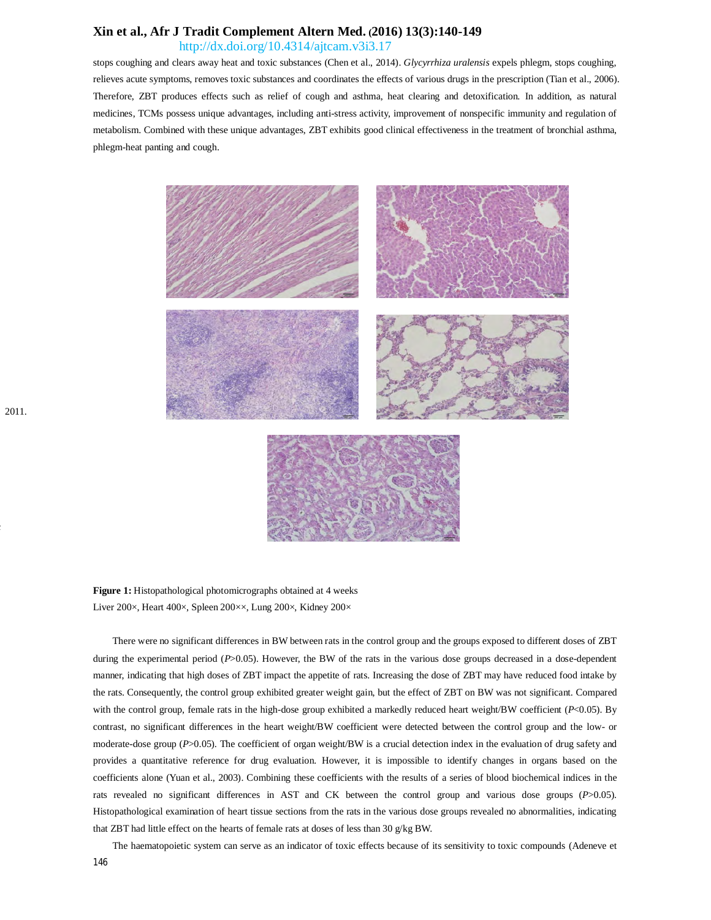stops coughing and clears away heat and toxic substances (Chen et al., 2014). *Glycyrrhiza uralensis* expels phlegm, stops coughing, relieves acute symptoms, removes toxic substances and coordinates the effects of various drugs in the prescription (Tian et al., 2006). Therefore, ZBT produces effects such as relief of cough and asthma, heat clearing and detoxification. In addition, as natural medicines, TCMs possess unique advantages, including anti-stress activity, improvement of nonspecific immunity and regulation of metabolism. Combined with these unique advantages, ZBT exhibits good clinical effectiveness in the treatment of bronchial asthma, phlegm-heat panting and cough.

**Figure 1:** Histopathological photomicrographs obtained at 4 weeks
Liver 200×, Heart 400×, Spleen 200××, Lung 200×, Kidney 200×

There were no significant differences in BW between rats in the control group and the groups exposed to different doses of ZBT during the experimental period ($P$>0.05). However, the BW of the rats in the various dose groups decreased in a dose-dependent manner, indicating that high doses of ZBT impact the appetite of rats. Increasing the dose of ZBT may have reduced food intake by the rats. Consequently, the control group exhibited greater weight gain, but the effect of ZBT on BW was not significant. Compared with the control group, female rats in the high-dose group exhibited a markedly reduced heart weight/BW coefficient ($P$<0.05). By contrast, no significant differences in the heart weight/BW coefficient were detected between the control group and the low- or moderate-dose group ($P$>0.05). The coefficient of organ weight/BW is a crucial detection index in the evaluation of drug safety and provides a quantitative reference for drug evaluation. However, it is impossible to identify changes in organs based on the coefficients alone (Yuan et al., 2003). Combining these coefficients with the results of a series of blood biochemical indices in the rats revealed no significant differences in AST and CK between the control group and various dose groups ($P$>0.05). Histopathological examination of heart tissue sections from the rats in the various dose groups revealed no abnormalities, indicating that ZBT had little effect on the hearts of female rats at doses of less than 30 g/kg BW.

The haematopoietic system can serve as an indicator of toxic effects because of its sensitivity to toxic compounds (Adeneve et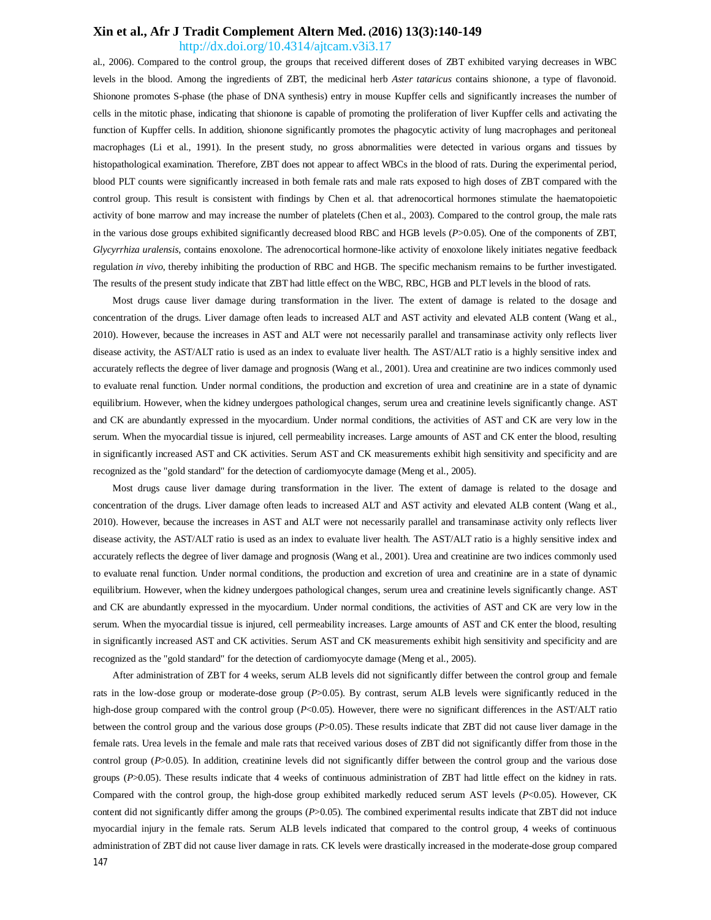al., 2006). Compared to the control group, the groups that received different doses of ZBT exhibited varying decreases in WBC levels in the blood. Among the ingredients of ZBT, the medicinal herb *Aster tataricus* contains shionone, a type of flavonoid. Shionone promotes S-phase (the phase of DNA synthesis) entry in mouse Kupffer cells and significantly increases the number of cells in the mitotic phase, indicating that shionone is capable of promoting the proliferation of liver Kupffer cells and activating the function of Kupffer cells. In addition, shionone significantly promotes the phagocytic activity of lung macrophages and peritoneal macrophages (Li et al., 1991). In the present study, no gross abnormalities were detected in various organs and tissues by histopathological examination. Therefore, ZBT does not appear to affect WBCs in the blood of rats. During the experimental period, blood PLT counts were significantly increased in both female rats and male rats exposed to high doses of ZBT compared with the control group. This result is consistent with findings by Chen et al. that adrenocortical hormones stimulate the haematopoietic activity of bone marrow and may increase the number of platelets (Chen et al., 2003). Compared to the control group, the male rats in the various dose groups exhibited significantly decreased blood RBC and HGB levels ($P$>0.05). One of the components of ZBT, *Glycyrrhiza uralensis*, contains enoxolone. The adrenocortical hormone-like activity of enoxolone likely initiates negative feedback regulation *in vivo*, thereby inhibiting the production of RBC and HGB. The specific mechanism remains to be further investigated. The results of the present study indicate that ZBT had little effect on the WBC, RBC, HGB and PLT levels in the blood of rats.

Most drugs cause liver damage during transformation in the liver. The extent of damage is related to the dosage and concentration of the drugs. Liver damage often leads to increased ALT and AST activity and elevated ALB content (Wang et al., 2010). However, because the increases in AST and ALT were not necessarily parallel and transaminase activity only reflects liver disease activity, the AST/ALT ratio is used as an index to evaluate liver health. The AST/ALT ratio is a highly sensitive index and accurately reflects the degree of liver damage and prognosis (Wang et al., 2001). Urea and creatinine are two indices commonly used to evaluate renal function. Under normal conditions, the production and excretion of urea and creatinine are in a state of dynamic equilibrium. However, when the kidney undergoes pathological changes, serum urea and creatinine levels significantly change. AST and CK are abundantly expressed in the myocardium. Under normal conditions, the activities of AST and CK are very low in the serum. When the myocardial tissue is injured, cell permeability increases. Large amounts of AST and CK enter the blood, resulting in significantly increased AST and CK activities. Serum AST and CK measurements exhibit high sensitivity and specificity and are recognized as the "gold standard" for the detection of cardiomyocyte damage (Meng et al., 2005).

Most drugs cause liver damage during transformation in the liver. The extent of damage is related to the dosage and concentration of the drugs. Liver damage often leads to increased ALT and AST activity and elevated ALB content (Wang et al., 2010). However, because the increases in AST and ALT were not necessarily parallel and transaminase activity only reflects liver disease activity, the AST/ALT ratio is used as an index to evaluate liver health. The AST/ALT ratio is a highly sensitive index and accurately reflects the degree of liver damage and prognosis (Wang et al., 2001). Urea and creatinine are two indices commonly used to evaluate renal function. Under normal conditions, the production and excretion of urea and creatinine are in a state of dynamic equilibrium. However, when the kidney undergoes pathological changes, serum urea and creatinine levels significantly change. AST and CK are abundantly expressed in the myocardium. Under normal conditions, the activities of AST and CK are very low in the serum. When the myocardial tissue is injured, cell permeability increases. Large amounts of AST and CK enter the blood, resulting in significantly increased AST and CK activities. Serum AST and CK measurements exhibit high sensitivity and specificity and are recognized as the "gold standard" for the detection of cardiomyocyte damage (Meng et al., 2005).

After administration of ZBT for 4 weeks, serum ALB levels did not significantly differ between the control group and female rats in the low-dose group or moderate-dose group ($P$>0.05). By contrast, serum ALB levels were significantly reduced in the high-dose group compared with the control group ($P$<0.05). However, there were no significant differences in the AST/ALT ratio between the control group and the various dose groups ($P$>0.05). These results indicate that ZBT did not cause liver damage in the female rats. Urea levels in the female and male rats that received various doses of ZBT did not significantly differ from those in the control group ($P$>0.05). In addition, creatinine levels did not significantly differ between the control group and the various dose groups ($P$>0.05). These results indicate that 4 weeks of continuous administration of ZBT had little effect on the kidney in rats. Compared with the control group, the high-dose group exhibited markedly reduced serum AST levels ($P$<0.05). However, CK content did not significantly differ among the groups ($P$>0.05). The combined experimental results indicate that ZBT did not induce myocardial injury in the female rats. Serum ALB levels indicated that compared to the control group, 4 weeks of continuous administration of ZBT did not cause liver damage in rats. CK levels were drastically increased in the moderate-dose group compared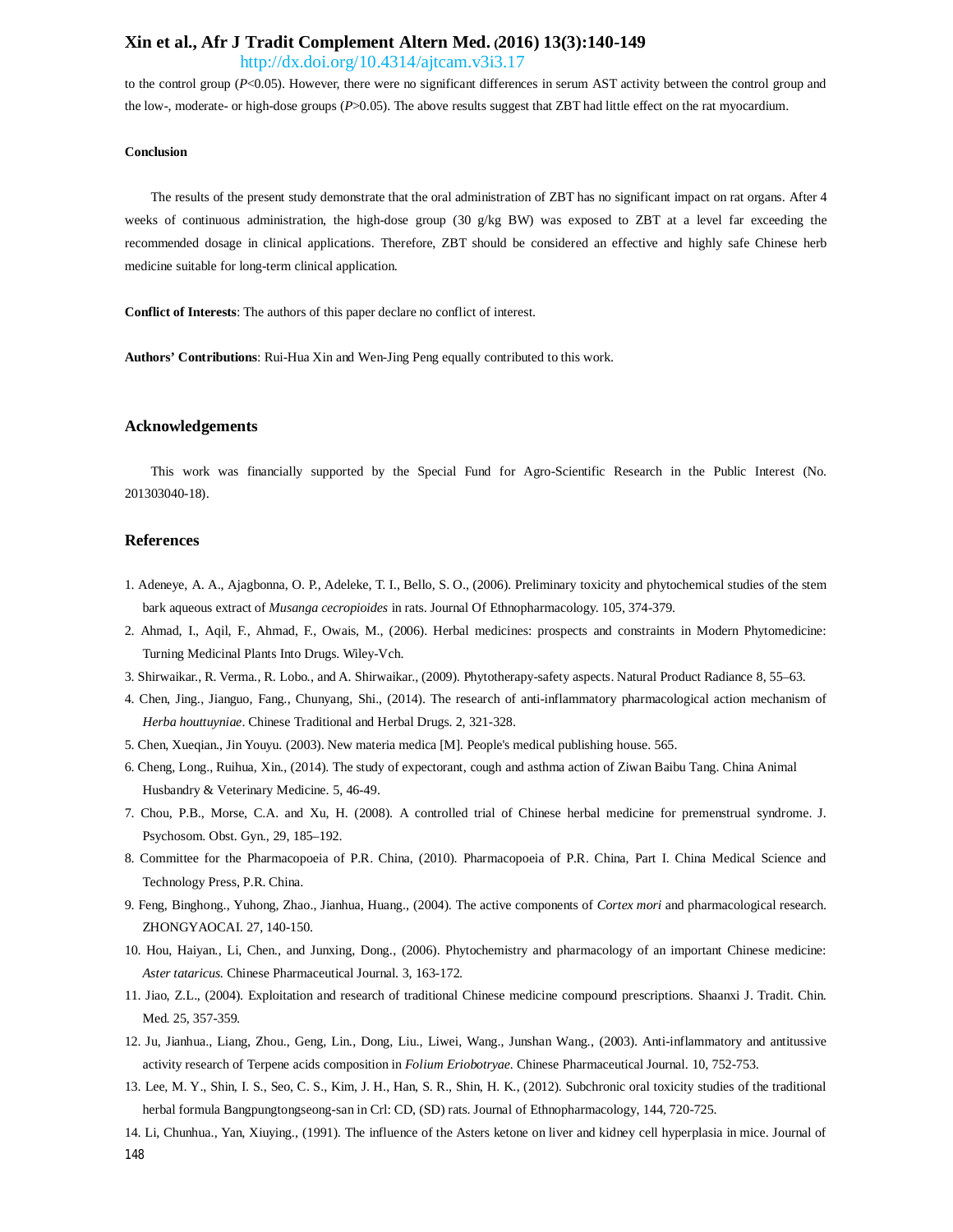to the control group ($P$<0.05). However, there were no significant differences in serum AST activity between the control group and the low-, moderate- or high-dose groups ($P$>0.05). The above results suggest that ZBT had little effect on the rat myocardium.

#### Conclusion

The results of the present study demonstrate that the oral administration of ZBT has no significant impact on rat organs. After 4 weeks of continuous administration, the high-dose group (30 g/kg BW) was exposed to ZBT at a level far exceeding the recommended dosage in clinical applications. Therefore, ZBT should be considered an effective and highly safe Chinese herb medicine suitable for long-term clinical application.

**Conflict of Interests**: The authors of this paper declare no conflict of interest.

**Authors' Contributions**: Rui-Hua Xin and Wen-Jing Peng equally contributed to this work.

## Acknowledgements

This work was financially supported by the Special Fund for Agro-Scientific Research in the Public Interest (No. 201303040-18).

## References

1. Adeneye, A. A., Ajagbonna, O. P., Adeleke, T. I., Bello, S. O., (2006). Preliminary toxicity and phytochemical studies of the stem bark aqueous extract of *Musanga cecropioides* in rats. Journal Of Ethnopharmacology. 105, 374-379.
2. Ahmad, I., Aqil, F., Ahmad, F., Owais, M., (2006). Herbal medicines: prospects and constraints in Modern Phytomedicine: Turning Medicinal Plants Into Drugs. Wiley-Vch.
3. Shirwaikar., R. Verma., R. Lobo., and A. Shirwaikar., (2009). Phytotherapy-safety aspects. Natural Product Radiance 8, 55–63.
4. Chen, Jing., Jianguo, Fang., Chunyang, Shi., (2014). The research of anti-inflammatory pharmacological action mechanism of *Herba houttuyniae*. Chinese Traditional and Herbal Drugs. 2, 321-328.
5. Chen, Xueqian., Jin Youyu. (2003). New materia medica [M]. People's medical publishing house. 565.
6. Cheng, Long., Ruihua, Xin., (2014). The study of expectorant, cough and asthma action of Ziwan Baibu Tang. China Animal Husbandry & Veterinary Medicine. 5, 46-49.
7. Chou, P.B., Morse, C.A. and Xu, H. (2008). A controlled trial of Chinese herbal medicine for premenstrual syndrome. J. Psychosom. Obst. Gyn., 29, 185–192.
8. Committee for the Pharmacopoeia of P.R. China, (2010). Pharmacopoeia of P.R. China, Part I. China Medical Science and Technology Press, P.R. China.
9. Feng, Binghong., Yuhong, Zhao., Jianhua, Huang., (2004). The active components of *Cortex mori* and pharmacological research. ZHONGYAOCAI. 27, 140-150.
10. Hou, Haiyan., Li, Chen., and Junxing, Dong., (2006). Phytochemistry and pharmacology of an important Chinese medicine: *Aster tataricus.* Chinese Pharmaceutical Journal. 3, 163-172.
11. Jiao, Z.L., (2004). Exploitation and research of traditional Chinese medicine compound prescriptions. Shaanxi J. Tradit. Chin. Med. 25, 357-359.
12. Ju, Jianhua., Liang, Zhou., Geng, Lin., Dong, Liu., Liwei, Wang., Junshan Wang., (2003). Anti-inflammatory and antitussive activity research of Terpene acids composition in *Folium Eriobotryae.* Chinese Pharmaceutical Journal. 10, 752-753.
13. Lee, M. Y., Shin, I. S., Seo, C. S., Kim, J. H., Han, S. R., Shin, H. K., (2012). Subchronic oral toxicity studies of the traditional herbal formula Bangpungtongseong-san in Crl: CD, (SD) rats. Journal of Ethnopharmacology, 144, 720-725.
14. Li, Chunhua., Yan, Xiuying., (1991). The influence of the Asters ketone on liver and kidney cell hyperplasia in mice. Journal of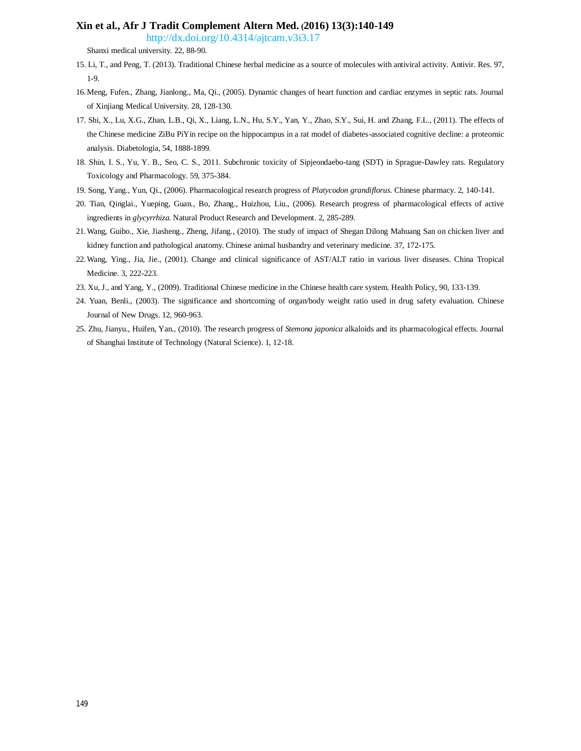Shanxi medical university. 22, 88-90.

15. Li, T., and Peng, T. (2013). Traditional Chinese herbal medicine as a source of molecules with antiviral activity. Antivir. Res. 97, 1-9.
16. Meng, Fufen., Zhang, Jianlong., Ma, Qi., (2005). Dynamic changes of heart function and cardiac enzymes in septic rats. Journal of Xinjiang Medical University. 28, 128-130.
17. Shi, X., Lu, X.G., Zhan, L.B., Qi, X., Liang, L.N., Hu, S.Y., Yan, Y., Zhao, S.Y., Sui, H. and Zhang, F.L., (2011). The effects of the Chinese medicine ZiBu PiYin recipe on the hippocampus in a rat model of diabetes-associated cognitive decline: a proteomic analysis. Diabetologia, 54, 1888-1899.
18. Shin, I. S., Yu, Y. B., Seo, C. S., 2011. Subchronic toxicity of Sipjeondaebo-tang (SDT) in Sprague-Dawley rats. Regulatory Toxicology and Pharmacology. 59, 375-384.
19. Song, Yang., Yun, Qi., (2006). Pharmacological research progress of *Platycodon grandiflorus*. Chinese pharmacy. 2, 140-141.
20. Tian, Qinglai., Yueping, Guan., Bo, Zhang., Huizhou, Liu., (2006). Research progress of pharmacological effects of active ingredients in *glycyrrhiza*. Natural Product Research and Development. 2, 285-289.
21. Wang, Guibo., Xie, Jiasheng., Zheng, Jifang., (2010). The study of impact of Shegan Dilong Mahuang San on chicken liver and kidney function and pathological anatomy. Chinese animal husbandry and veterinary medicine. 37, 172-175.
22. Wang, Ying., Jia, Jie., (2001). Change and clinical significance of AST/ALT ratio in various liver diseases. China Tropical Medicine. 3, 222-223.
23. Xu, J., and Yang, Y., (2009). Traditional Chinese medicine in the Chinese health care system. Health Policy, 90, 133-139.
24. Yuan, Benli., (2003). The significance and shortcoming of organ/body weight ratio used in drug safety evaluation. Chinese Journal of New Drugs. 12, 960-963.
25. Zhu, Jianyu., Huifen, Yan., (2010). The research progress of *Stemona japonica* alkaloids and its pharmacological effects. Journal of Shanghai Institute of Technology (Natural Science). 1, 12-18.